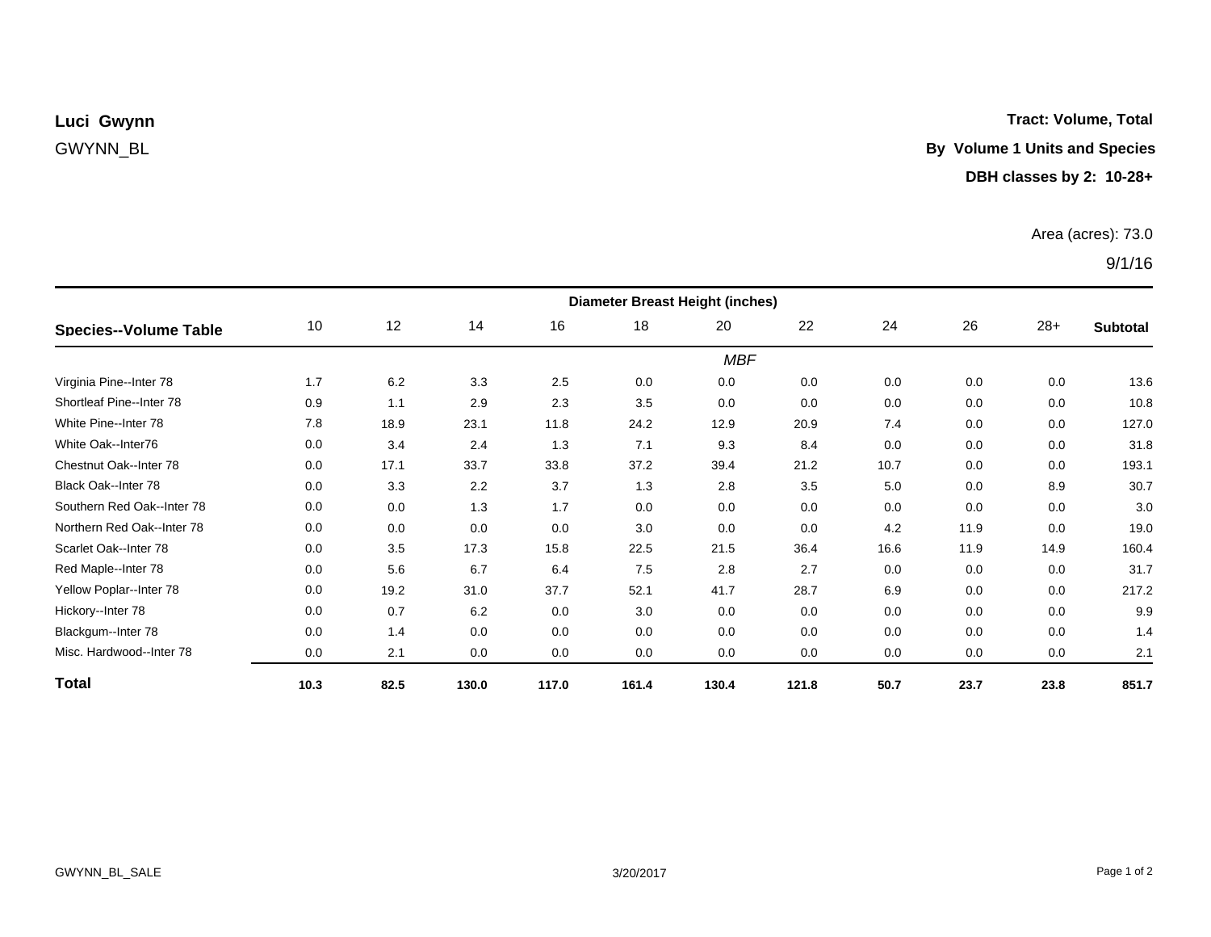**Luci Gwynn**

GWYNN_BL

**Tract: Volume, Total**

**By Volume 1 Units and Species**

**DBH classes by 2: 10-28+**

Area (acres): 73.0

9/1/16

| Species--Volume Table | Diameter Breast Height (inches) | | | | | | | | | | |
|---|---|---|---|---|---|---|---|---|---|---|---|
| | 10 | 12 | 14 | 16 | 18 | 20 | 22 | 24 | 26 | 28+ | **Subtotal** |
| | | | | | | *MBF* | | | | | |
| Virginia Pine--Inter 78 | 1.7 | 6.2 | 3.3 | 2.5 | 0.0 | 0.0 | 0.0 | 0.0 | 0.0 | 0.0 | 13.6 |
| Shortleaf Pine--Inter 78 | 0.9 | 1.1 | 2.9 | 2.3 | 3.5 | 0.0 | 0.0 | 0.0 | 0.0 | 0.0 | 10.8 |
| White Pine--Inter 78 | 7.8 | 18.9 | 23.1 | 11.8 | 24.2 | 12.9 | 20.9 | 7.4 | 0.0 | 0.0 | 127.0 |
| White Oak--Inter76 | 0.0 | 3.4 | 2.4 | 1.3 | 7.1 | 9.3 | 8.4 | 0.0 | 0.0 | 0.0 | 31.8 |
| Chestnut Oak--Inter 78 | 0.0 | 17.1 | 33.7 | 33.8 | 37.2 | 39.4 | 21.2 | 10.7 | 0.0 | 0.0 | 193.1 |
| Black Oak--Inter 78 | 0.0 | 3.3 | 2.2 | 3.7 | 1.3 | 2.8 | 3.5 | 5.0 | 0.0 | 8.9 | 30.7 |
| Southern Red Oak--Inter 78 | 0.0 | 0.0 | 1.3 | 1.7 | 0.0 | 0.0 | 0.0 | 0.0 | 0.0 | 0.0 | 3.0 |
| Northern Red Oak--Inter 78 | 0.0 | 0.0 | 0.0 | 0.0 | 3.0 | 0.0 | 0.0 | 4.2 | 11.9 | 0.0 | 19.0 |
| Scarlet Oak--Inter 78 | 0.0 | 3.5 | 17.3 | 15.8 | 22.5 | 21.5 | 36.4 | 16.6 | 11.9 | 14.9 | 160.4 |
| Red Maple--Inter 78 | 0.0 | 5.6 | 6.7 | 6.4 | 7.5 | 2.8 | 2.7 | 0.0 | 0.0 | 0.0 | 31.7 |
| Yellow Poplar--Inter 78 | 0.0 | 19.2 | 31.0 | 37.7 | 52.1 | 41.7 | 28.7 | 6.9 | 0.0 | 0.0 | 217.2 |
| Hickory--Inter 78 | 0.0 | 0.7 | 6.2 | 0.0 | 3.0 | 0.0 | 0.0 | 0.0 | 0.0 | 0.0 | 9.9 |
| Blackgum--Inter 78 | 0.0 | 1.4 | 0.0 | 0.0 | 0.0 | 0.0 | 0.0 | 0.0 | 0.0 | 0.0 | 1.4 |
| Misc. Hardwood--Inter 78 | 0.0 | 2.1 | 0.0 | 0.0 | 0.0 | 0.0 | 0.0 | 0.0 | 0.0 | 0.0 | 2.1 |
| **Total** | **10.3** | **82.5** | **130.0** | **117.0** | **161.4** | **130.4** | **121.8** | **50.7** | **23.7** | **23.8** | **851.7** |

GWYNN_BL_SALE 3/20/2017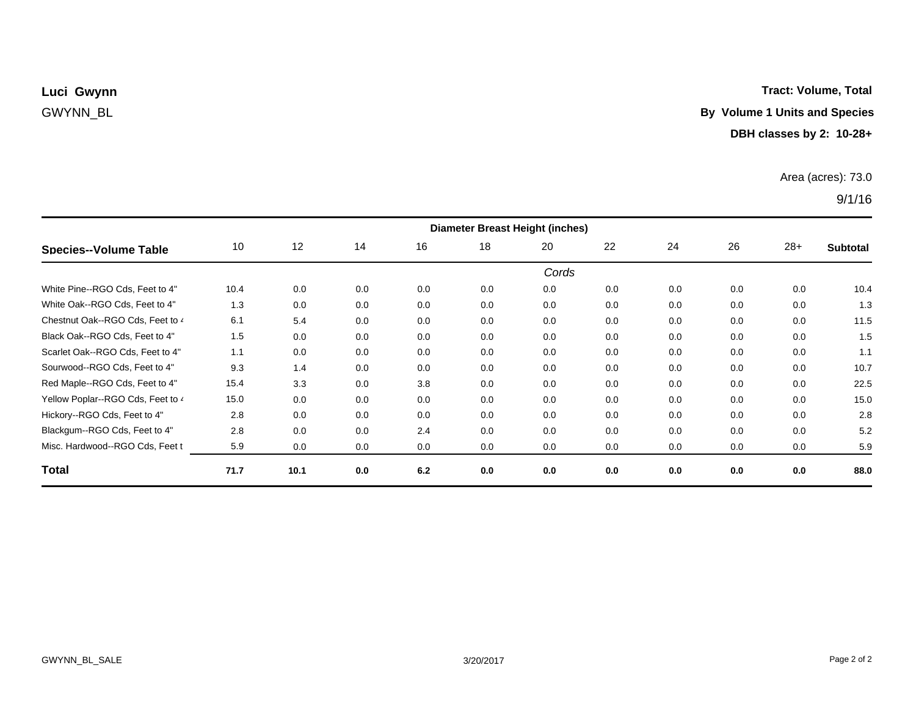**Luci Gwynn**

GWYNN_BL

**Tract: Volume, Total**

**By Volume 1 Units and Species**

**DBH classes by 2: 10-28+**

Area (acres): 73.0

9/1/16

| | Diameter Breast Height (inches) | | | | | | | | | | |
|---|---|---|---|---|---|---|---|---|---|---|---|
| **Species--Volume Table** | 10 | 12 | 14 | 16 | 18 | 20 | 22 | 24 | 26 | 28+ | **Subtotal** |
| | | | | | | *Cords* | | | | | |
| White Pine--RGO Cds, Feet to 4" | 10.4 | 0.0 | 0.0 | 0.0 | 0.0 | 0.0 | 0.0 | 0.0 | 0.0 | 0.0 | 10.4 |
| White Oak--RGO Cds, Feet to 4" | 1.3 | 0.0 | 0.0 | 0.0 | 0.0 | 0.0 | 0.0 | 0.0 | 0.0 | 0.0 | 1.3 |
| Chestnut Oak--RGO Cds, Feet to 4 | 6.1 | 5.4 | 0.0 | 0.0 | 0.0 | 0.0 | 0.0 | 0.0 | 0.0 | 0.0 | 11.5 |
| Black Oak--RGO Cds, Feet to 4" | 1.5 | 0.0 | 0.0 | 0.0 | 0.0 | 0.0 | 0.0 | 0.0 | 0.0 | 0.0 | 1.5 |
| Scarlet Oak--RGO Cds, Feet to 4" | 1.1 | 0.0 | 0.0 | 0.0 | 0.0 | 0.0 | 0.0 | 0.0 | 0.0 | 0.0 | 1.1 |
| Sourwood--RGO Cds, Feet to 4" | 9.3 | 1.4 | 0.0 | 0.0 | 0.0 | 0.0 | 0.0 | 0.0 | 0.0 | 0.0 | 10.7 |
| Red Maple--RGO Cds, Feet to 4" | 15.4 | 3.3 | 0.0 | 3.8 | 0.0 | 0.0 | 0.0 | 0.0 | 0.0 | 0.0 | 22.5 |
| Yellow Poplar--RGO Cds, Feet to 4 | 15.0 | 0.0 | 0.0 | 0.0 | 0.0 | 0.0 | 0.0 | 0.0 | 0.0 | 0.0 | 15.0 |
| Hickory--RGO Cds, Feet to 4" | 2.8 | 0.0 | 0.0 | 0.0 | 0.0 | 0.0 | 0.0 | 0.0 | 0.0 | 0.0 | 2.8 |
| Blackgum--RGO Cds, Feet to 4" | 2.8 | 0.0 | 0.0 | 2.4 | 0.0 | 0.0 | 0.0 | 0.0 | 0.0 | 0.0 | 5.2 |
| Misc. Hardwood--RGO Cds, Feet t | 5.9 | 0.0 | 0.0 | 0.0 | 0.0 | 0.0 | 0.0 | 0.0 | 0.0 | 0.0 | 5.9 |
| **Total** | **71.7** | **10.1** | **0.0** | **6.2** | **0.0** | **0.0** | **0.0** | **0.0** | **0.0** | **0.0** | **88.0** |

GWYNN_BL_SALE

3/20/2017